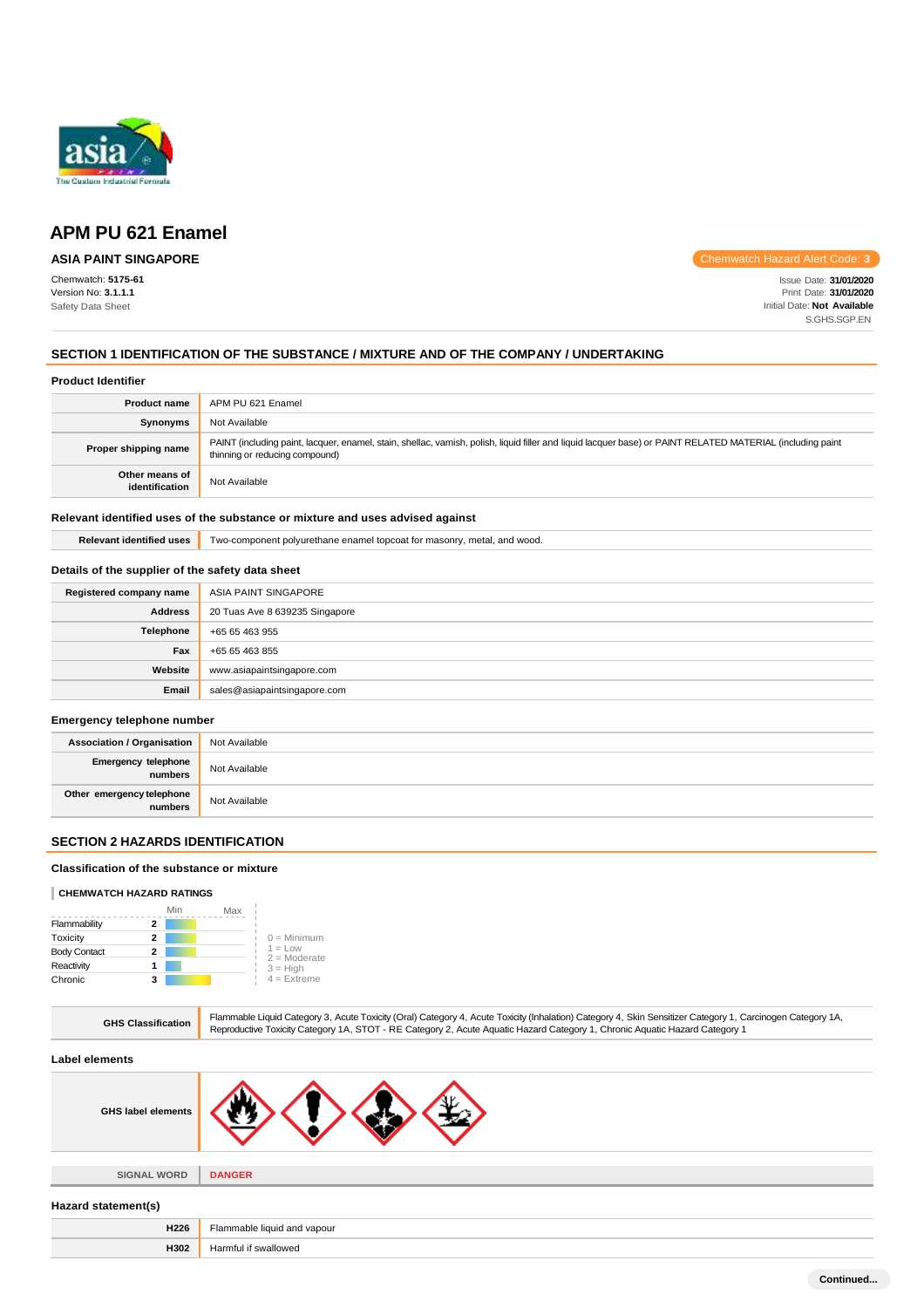# APM PU 621 Enamel

**ASIA PAINT SINGAPORE**

Chemwatch Hazard Alert Code: **3**

Chemwatch: **5175-61**
Version No: **3.1.1.1**
Safety Data Sheet

Issue Date: **31/01/2020**
Print Date: **31/01/2020**
Initial Date: **Not Available**
S.GHS.SGP.EN

## SECTION 1 IDENTIFICATION OF THE SUBSTANCE / MIXTURE AND OF THE COMPANY / UNDERTAKING

### Product Identifier

| | |
|---|---|
| **Product name** | APM PU 621 Enamel |
| **Synonyms** | Not Available |
| **Proper shipping name** | PAINT (including paint, lacquer, enamel, stain, shellac, varnish, polish, liquid filler and liquid lacquer base) or PAINT RELATED MATERIAL (including paint thinning or reducing compound) |
| **Other means of identification** | Not Available |

### Relevant identified uses of the substance or mixture and uses advised against

| | |
|---|---|
| **Relevant identified uses** | Two-component polyurethane enamel topcoat for masonry, metal, and wood. |

### Details of the supplier of the safety data sheet

| | |
|---|---|
| **Registered company name** | ASIA PAINT SINGAPORE |
| **Address** | 20 Tuas Ave 8 639235 Singapore |
| **Telephone** | +65 65 463 955 |
| **Fax** | +65 65 463 855 |
| **Website** | www.asiapaintsingapore.com |
| **Email** | sales@asiapaintsingapore.com |

### Emergency telephone number

| | |
|---|---|
| **Association / Organisation** | Not Available |
| **Emergency telephone numbers** | Not Available |
| **Other emergency telephone numbers** | Not Available |

## SECTION 2 HAZARDS IDENTIFICATION

### Classification of the substance or mixture

**CHEMWATCH HAZARD RATINGS**

| | Rating |
|---|---|
| Flammability | 2 |
| Toxicity | 2 |
| Body Contact | 2 |
| Reactivity | 1 |
| Chronic | 3 |

0 = Minimum
1 = Low
2 = Moderate
3 = High
4 = Extreme

| | |
|---|---|
| **GHS Classification** | Flammable Liquid Category 3, Acute Toxicity (Oral) Category 4, Acute Toxicity (Inhalation) Category 4, Skin Sensitizer Category 1, Carcinogen Category 1A, Reproductive Toxicity Category 1A, STOT - RE Category 2, Acute Aquatic Hazard Category 1, Chronic Aquatic Hazard Category 1 |

### Label elements

| | |
|---|---|
| **GHS label elements** | |
| **SIGNAL WORD** | **DANGER** |

### Hazard statement(s)

| | |
|---|---|
| **H226** | Flammable liquid and vapour |
| **H302** | Harmful if swallowed |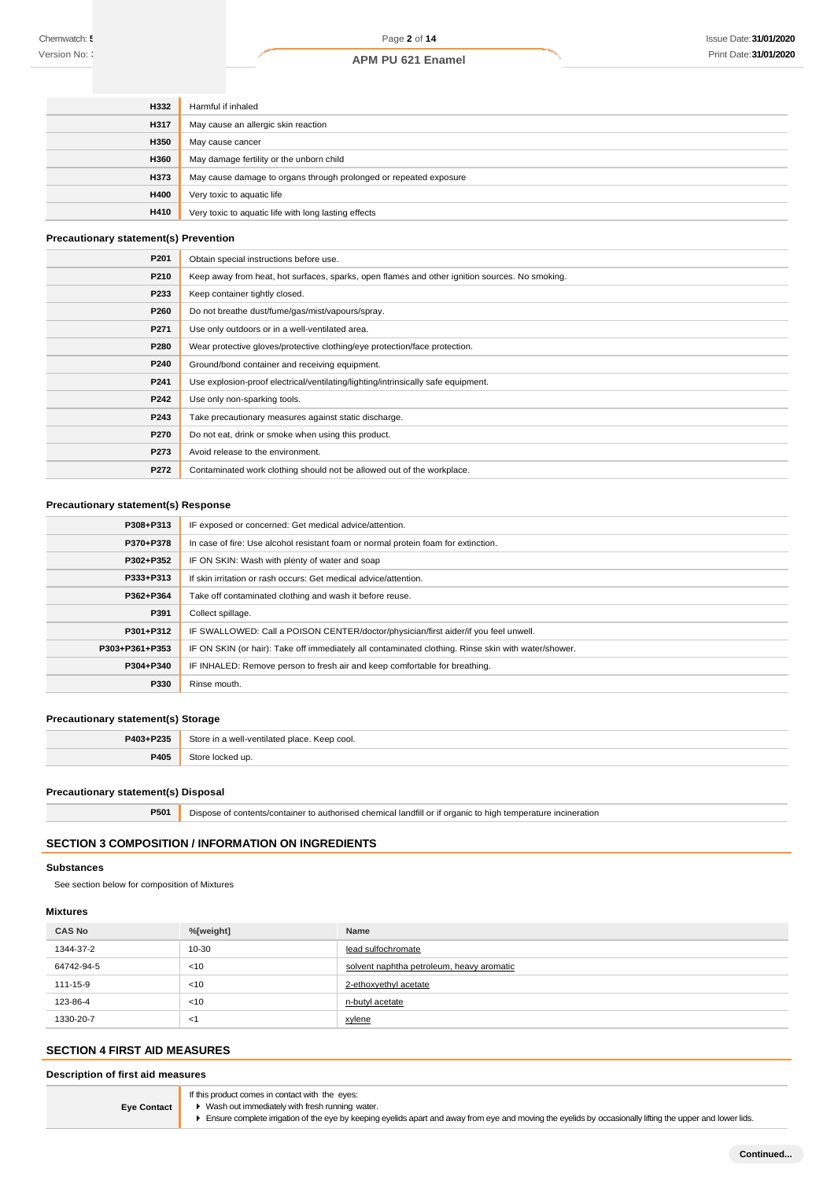| | |
|---|---|
| H332 | Harmful if inhaled |
| H317 | May cause an allergic skin reaction |
| H350 | May cause cancer |
| H360 | May damage fertility or the unborn child |
| H373 | May cause damage to organs through prolonged or repeated exposure |
| H400 | Very toxic to aquatic life |
| H410 | Very toxic to aquatic life with long lasting effects |

### Precautionary statement(s) Prevention

| | |
|---|---|
| P201 | Obtain special instructions before use. |
| P210 | Keep away from heat, hot surfaces, sparks, open flames and other ignition sources. No smoking. |
| P233 | Keep container tightly closed. |
| P260 | Do not breathe dust/fume/gas/mist/vapours/spray. |
| P271 | Use only outdoors or in a well-ventilated area. |
| P280 | Wear protective gloves/protective clothing/eye protection/face protection. |
| P240 | Ground/bond container and receiving equipment. |
| P241 | Use explosion-proof electrical/ventilating/lighting/intrinsically safe equipment. |
| P242 | Use only non-sparking tools. |
| P243 | Take precautionary measures against static discharge. |
| P270 | Do not eat, drink or smoke when using this product. |
| P273 | Avoid release to the environment. |
| P272 | Contaminated work clothing should not be allowed out of the workplace. |

### Precautionary statement(s) Response

| | |
|---|---|
| P308+P313 | IF exposed or concerned: Get medical advice/attention. |
| P370+P378 | In case of fire: Use alcohol resistant foam or normal protein foam for extinction. |
| P302+P352 | IF ON SKIN: Wash with plenty of water and soap |
| P333+P313 | If skin irritation or rash occurs: Get medical advice/attention. |
| P362+P364 | Take off contaminated clothing and wash it before reuse. |
| P391 | Collect spillage. |
| P301+P312 | IF SWALLOWED: Call a POISON CENTER/doctor/physician/first aider/if you feel unwell. |
| P303+P361+P353 | IF ON SKIN (or hair): Take off immediately all contaminated clothing. Rinse skin with water/shower. |
| P304+P340 | IF INHALED: Remove person to fresh air and keep comfortable for breathing. |
| P330 | Rinse mouth. |

### Precautionary statement(s) Storage

| | |
|---|---|
| P403+P235 | Store in a well-ventilated place. Keep cool. |
| P405 | Store locked up. |

### Precautionary statement(s) Disposal

| | |
|---|---|
| P501 | Dispose of contents/container to authorised chemical landfill or if organic to high temperature incineration |

## SECTION 3 COMPOSITION / INFORMATION ON INGREDIENTS

### Substances

See section below for composition of Mixtures

### Mixtures

| CAS No | %[weight] | Name |
|---|---|---|
| 1344-37-2 | 10-30 | lead sulfochromate |
| 64742-94-5 | <10 | solvent naphtha petroleum, heavy aromatic |
| 111-15-9 | <10 | 2-ethoxyethyl acetate |
| 123-86-4 | <10 | n-butyl acetate |
| 1330-20-7 | <1 | xylene |

## SECTION 4 FIRST AID MEASURES

### Description of first aid measures

| | |
|---|---|
| Eye Contact | If this product comes in contact with the eyes:<br>▸ Wash out immediately with fresh running water.<br>▸ Ensure complete irrigation of the eye by keeping eyelids apart and away from eye and moving the eyelids by occasionally lifting the upper and lower lids. |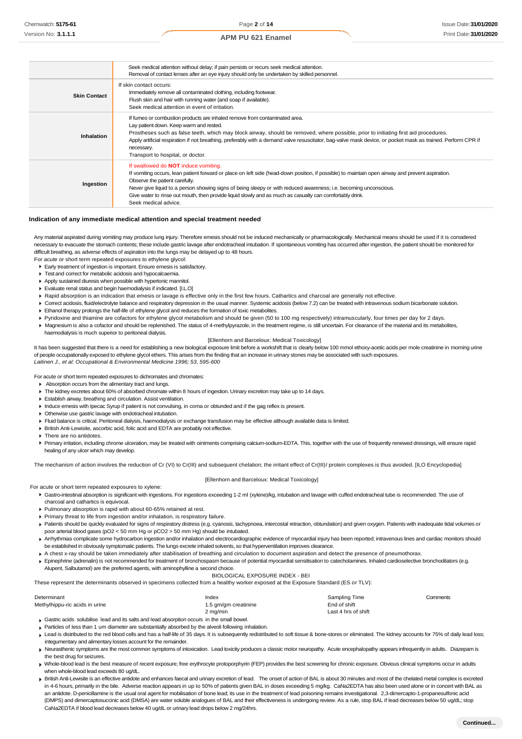|  | Seek medical attention without delay; if pain persists or recurs seek medical attention.<br>Removal of contact lenses after an eye injury should only be undertaken by skilled personnel. |
|---|---|
| **Skin Contact** | If skin contact occurs:<br>Immediately remove all contaminated clothing, including footwear.<br>Flush skin and hair with running water (and soap if available).<br>Seek medical attention in event of irritation. |
| **Inhalation** | If fumes or combustion products are inhaled remove from contaminated area.<br>Lay patient down. Keep warm and rested.<br>Prostheses such as false teeth, which may block airway, should be removed, where possible, prior to initiating first aid procedures.<br>Apply artificial respiration if not breathing, preferably with a demand valve resuscitator, bag-valve mask device, or pocket mask as trained. Perform CPR if necessary.<br>Transport to hospital, or doctor. |
| **Ingestion** | If swallowed do **NOT** induce vomiting.<br>If vomiting occurs, lean patient forward or place on left side (head-down position, if possible) to maintain open airway and prevent aspiration.<br>Observe the patient carefully.<br>Never give liquid to a person showing signs of being sleepy or with reduced awareness; i.e. becoming unconscious.<br>Give water to rinse out mouth, then provide liquid slowly and as much as casualty can comfortably drink.<br>Seek medical advice. |

### Indication of any immediate medical attention and special treatment needed

Any material aspirated during vomiting may produce lung injury. Therefore emesis should not be induced mechanically or pharmacologically. Mechanical means should be used if it is considered necessary to evacuate the stomach contents; these include gastric lavage after endotracheal intubation. If spontaneous vomiting has occurred after ingestion, the patient should be monitored for difficult breathing, as adverse effects of aspiration into the lungs may be delayed up to 48 hours.

For acute or short term repeated exposures to ethylene glycol:

- Early treatment of ingestion is important. Ensure emesis is satisfactory.
- Test and correct for metabolic acidosis and hypocalcaemia.
- Apply sustained diuresis when possible with hypertonic mannitol.
- Evaluate renal status and begin haemodialysis if indicated. [I.L.O]
- Rapid absorption is an indication that emesis or lavage is effective only in the first few hours. Cathartics and charcoal are generally not effective.
- Correct acidosis, fluid/electrolyte balance and respiratory depression in the usual manner. Systemic acidosis (below 7.2) can be treated with intravenous sodium bicarbonate solution.
- Ethanol therapy prolongs the half-life of ethylene glycol and reduces the formation of toxic metabolites.
- Pyridoxine and thiamine are cofactors for ethylene glycol metabolism and should be given (50 to 100 mg respectively) intramuscularly, four times per day for 2 days.
- Magnesium is also a cofactor and should be replenished. The status of 4-methylpyrazole, in the treatment regime, is still uncertain. For clearance of the material and its metabolites, haemodialysis is much superior to peritoneal dialysis.

[Ellenhorn and Barceloux: Medical Toxicology]

It has been suggested that there is a need for establishing a new biological exposure limit before a workshift that is clearly below 100 mmol ethoxy-acetic acids per mole creatinine in morning urine of people occupationally exposed to ethylene glycol ethers. This arises from the finding that an increase in urinary stones may be associated with such exposures.
*Laitinen J., et al: Occupational & Environmental Medicine 1996; 53, 595-600*

For acute or short term repeated exposures to dichromates and chromates:

- Absorption occurs from the alimentary tract and lungs.
- The kidney excretes about 60% of absorbed chromate within 8 hours of ingestion. Urinary excretion may take up to 14 days.
- Establish airway, breathing and circulation. Assist ventilation.
- Induce emesis with Ipecac Syrup if patient is not convulsing, in coma or obtunded and if the gag reflex is present.
- Otherwise use gastric lavage with endotracheal intubation.
- Fluid balance is critical. Peritoneal dialysis, haemodialysis or exchange transfusion may be effective although available data is limited.
- British Anti-Lewisite, ascorbic acid, folic acid and EDTA are probably not effective.
- There are no antidotes.
- Primary irritation, including chrome ulceration, may be treated with ointments comprising calcium-sodium-EDTA. This, together with the use of frequently renewed dressings, will ensure rapid healing of any ulcer which may develop.

The mechanism of action involves the reduction of Cr (VI) to Cr(III) and subsequent chelation; the irritant effect of Cr(III)/ protein complexes is thus avoided. [ILO Encyclopedia]

[Ellenhorn and Barceloux: Medical Toxicology]

For acute or short term repeated exposures to xylene:

- Gastro-intestinal absorption is significant with ingestions. For ingestions exceeding 1-2 ml (xylene)/kg, intubation and lavage with cuffed endotracheal tube is recommended. The use of charcoal and cathartics is equivocal.
- Pulmonary absorption is rapid with about 60-65% retained at rest.
- Primary threat to life from ingestion and/or inhalation, is respiratory failure.
- Patients should be quickly evaluated for signs of respiratory distress (e.g. cyanosis, tachypnoea, intercostal retraction, obtundation) and given oxygen. Patients with inadequate tidal volumes or poor arterial blood gases ($pO_2$ < 50 mm Hg or $pCO_2$ > 50 mm Hg) should be intubated.
- Arrhythmias complicate some hydrocarbon ingestion and/or inhalation and electrocardiographic evidence of myocardial injury has been reported; intravenous lines and cardiac monitors should be established in obviously symptomatic patients. The lungs excrete inhaled solvents, so that hyperventilation improves clearance.
- A chest x-ray should be taken immediately after stabilisation of breathing and circulation to document aspiration and detect the presence of pneumothorax.
- Epinephrine (adrenalin) is not recommended for treatment of bronchospasm because of potential myocardial sensitisation to catecholamines. Inhaled cardioselective bronchodilators (e.g. Alupent, Salbutamol) are the preferred agents, with aminophylline a second choice.

BIOLOGICAL EXPOSURE INDEX - BEI

These represent the determinants observed in specimens collected from a healthy worker exposed at the Exposure Standard (ES or TLV):

| Determinant | Index | Sampling Time | Comments |
|---|---|---|---|
| Methylhippu-ric acids in urine | 1.5 gm/gm creatinine | End of shift | |
| | 2 mg/min | Last 4 hrs of shift | |

- Gastric acids solubilise lead and its salts and lead absorption occurs in the small bowel.
- Particles of less than 1 um diameter are substantially absorbed by the alveoli following inhalation.
- Lead is distributed to the red blood cells and has a half-life of 35 days. It is subsequently redistributed to soft tissue & bone-stores or eliminated. The kidney accounts for 75% of daily lead loss; integumentary and alimentary losses account for the remainder.
- Neurasthenic symptoms are the most common symptoms of intoxication. Lead toxicity produces a classic motor neuropathy. Acute encephalopathy appears infrequently in adults. Diazepam is the best drug for seizures.
- Whole-blood lead is the best measure of recent exposure; free erythrocyte protoporphyrin (FEP) provides the best screening for chronic exposure. Obvious clinical symptoms occur in adults when whole-blood lead exceeds 80 ug/dL.
- British Anti-Lewisite is an effective antidote and enhances faecal and urinary excretion of lead. The onset of action of BAL is about 30 minutes and most of the chelated metal complex is excreted in 4-6 hours, primarily in the bile. Adverse reaction appears in up to 50% of patients given BAL in doses exceeding 5 mg/kg. CaNa2EDTA has also been used alone or in concert with BAL as an antidote. D-penicillamine is the usual oral agent for mobilisation of bone lead; its use in the treatment of lead poisoning remains investigational. 2,3-dimercapto-1-propanesulfonic acid (DMPS) and dimercaptosuccinic acid (DMSA) are water soluble analogues of BAL and their effectiveness is undergoing review. As a rule, stop BAL if lead decreases below 50 ug/dL; stop CaNa2EDTA if blood lead decreases below 40 ug/dL or urinary lead drops below 2 mg/24hrs.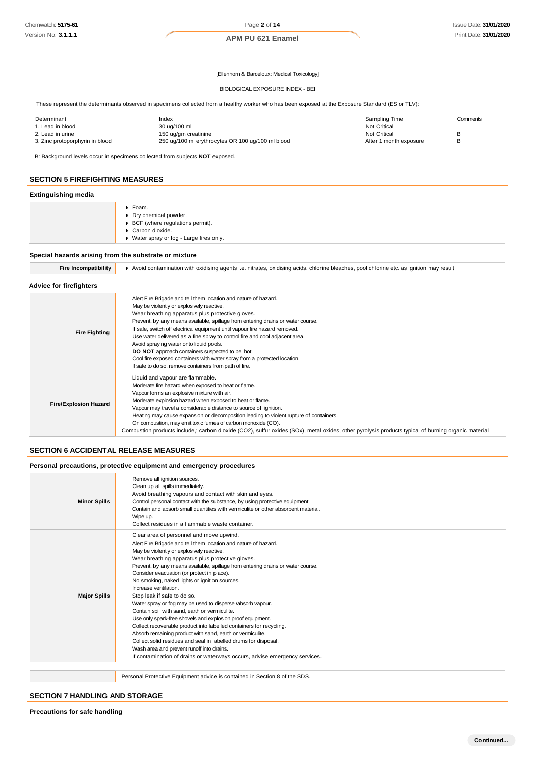[Ellenhorn & Barceloux: Medical Toxicology]

BIOLOGICAL EXPOSURE INDEX - BEI

These represent the determinants observed in specimens collected from a healthy worker who has been exposed at the Exposure Standard (ES or TLV):

| Determinant | Index | Sampling Time | Comments |
|---|---|---|---|
| 1. Lead in blood | 30 ug/100 ml | Not Critical | |
| 2. Lead in urine | 150 ug/gm creatinine | Not Critical | B |
| 3. Zinc protoporphyrin in blood | 250 ug/100 ml erythrocytes OR 100 ug/100 ml blood | After 1 month exposure | B |

B: Background levels occur in specimens collected from subjects **NOT** exposed.

## SECTION 5 FIREFIGHTING MEASURES

### Extinguishing media

- Foam.
- Dry chemical powder.
- BCF (where regulations permit).
- Carbon dioxide.
- Water spray or fog - Large fires only.

### Special hazards arising from the substrate or mixture

| | |
|---|---|
| **Fire Incompatibility** | Avoid contamination with oxidising agents i.e. nitrates, oxidising acids, chlorine bleaches, pool chlorine etc. as ignition may result |

### Advice for firefighters

| | |
|---|---|
| **Fire Fighting** | Alert Fire Brigade and tell them location and nature of hazard.<br>May be violently or explosively reactive.<br>Wear breathing apparatus plus protective gloves.<br>Prevent, by any means available, spillage from entering drains or water course.<br>If safe, switch off electrical equipment until vapour fire hazard removed.<br>Use water delivered as a fine spray to control fire and cool adjacent area.<br>Avoid spraying water onto liquid pools.<br>**DO NOT** approach containers suspected to be hot.<br>Cool fire exposed containers with water spray from a protected location.<br>If safe to do so, remove containers from path of fire. |
| **Fire/Explosion Hazard** | Liquid and vapour are flammable.<br>Moderate fire hazard when exposed to heat or flame.<br>Vapour forms an explosive mixture with air.<br>Moderate explosion hazard when exposed to heat or flame.<br>Vapour may travel a considerable distance to source of ignition.<br>Heating may cause expansion or decomposition leading to violent rupture of containers.<br>On combustion, may emit toxic fumes of carbon monoxide (CO).<br>Combustion products include,: carbon dioxide ($CO_2$), sulfur oxides (SOx), metal oxides, other pyrolysis products typical of burning organic material |

## SECTION 6 ACCIDENTAL RELEASE MEASURES

### Personal precautions, protective equipment and emergency procedures

| | |
|---|---|
| **Minor Spills** | Remove all ignition sources.<br>Clean up all spills immediately.<br>Avoid breathing vapours and contact with skin and eyes.<br>Control personal contact with the substance, by using protective equipment.<br>Contain and absorb small quantities with vermiculite or other absorbent material.<br>Wipe up.<br>Collect residues in a flammable waste container. |
| **Major Spills** | Clear area of personnel and move upwind.<br>Alert Fire Brigade and tell them location and nature of hazard.<br>May be violently or explosively reactive.<br>Wear breathing apparatus plus protective gloves.<br>Prevent, by any means available, spillage from entering drains or water course.<br>Consider evacuation (or protect in place).<br>No smoking, naked lights or ignition sources.<br>Increase ventilation.<br>Stop leak if safe to do so.<br>Water spray or fog may be used to disperse /absorb vapour.<br>Contain spill with sand, earth or vermiculite.<br>Use only spark-free shovels and explosion proof equipment.<br>Collect recoverable product into labelled containers for recycling.<br>Absorb remaining product with sand, earth or vermiculite.<br>Collect solid residues and seal in labelled drums for disposal.<br>Wash area and prevent runoff into drains.<br>If contamination of drains or waterways occurs, advise emergency services. |

Personal Protective Equipment advice is contained in Section 8 of the SDS.

## SECTION 7 HANDLING AND STORAGE

### Precautions for safe handling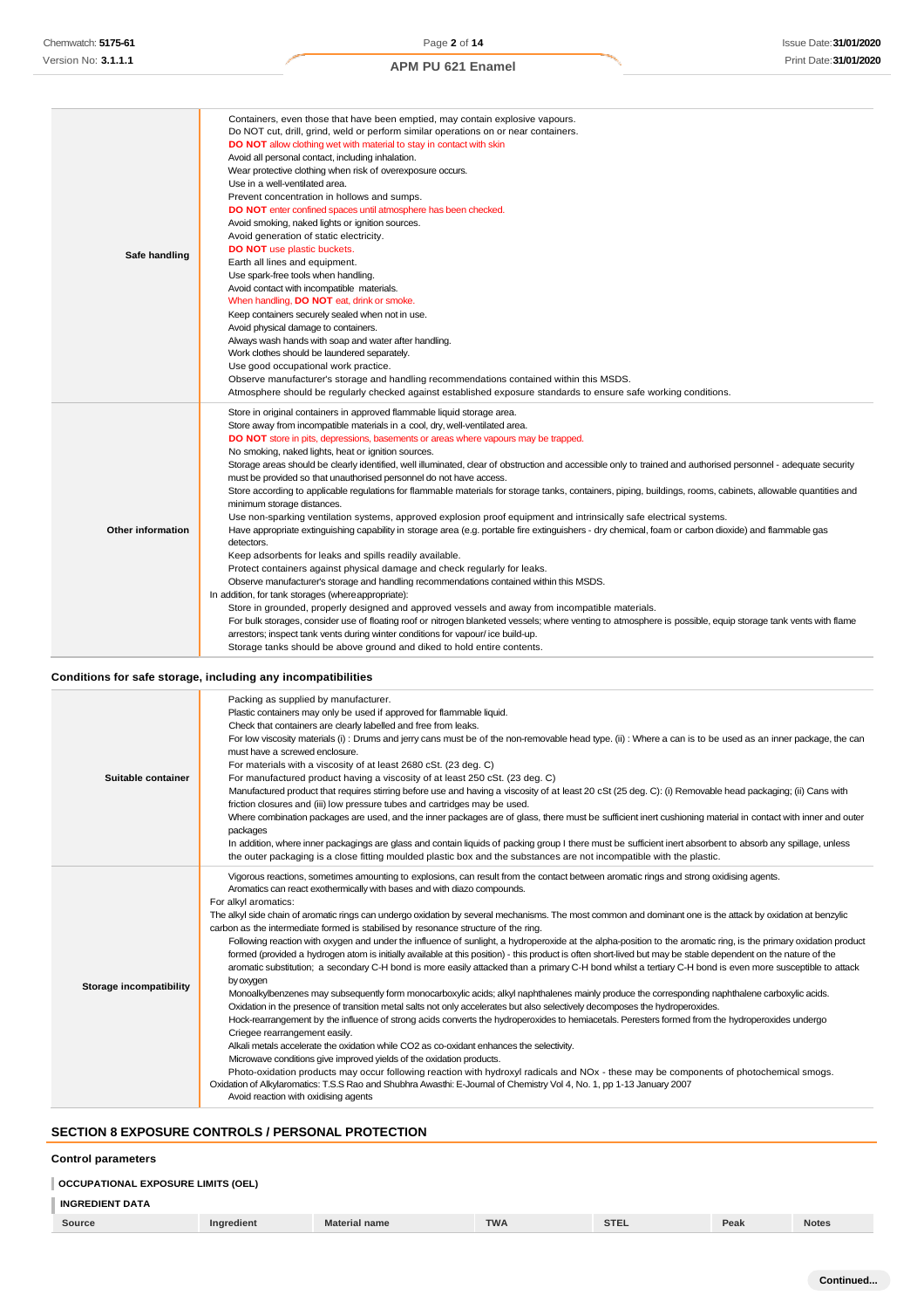| | |
|---|---|
| **Safe handling** | Containers, even those that have been emptied, may contain explosive vapours.<br>Do NOT cut, drill, grind, weld or perform similar operations on or near containers.<br>**DO NOT** allow clothing wet with material to stay in contact with skin<br>Avoid all personal contact, including inhalation.<br>Wear protective clothing when risk of overexposure occurs.<br>Use in a well-ventilated area.<br>Prevent concentration in hollows and sumps.<br>**DO NOT** enter confined spaces until atmosphere has been checked.<br>Avoid smoking, naked lights or ignition sources.<br>Avoid generation of static electricity.<br>**DO NOT** use plastic buckets.<br>Earth all lines and equipment.<br>Use spark-free tools when handling.<br>Avoid contact with incompatible materials.<br>When handling, **DO NOT** eat, drink or smoke.<br>Keep containers securely sealed when not in use.<br>Avoid physical damage to containers.<br>Always wash hands with soap and water after handling.<br>Work clothes should be laundered separately.<br>Use good occupational work practice.<br>Observe manufacturer's storage and handling recommendations contained within this MSDS.<br>Atmosphere should be regularly checked against established exposure standards to ensure safe working conditions. |
| **Other information** | Store in original containers in approved flammable liquid storage area.<br>Store away from incompatible materials in a cool, dry, well-ventilated area.<br>**DO NOT** store in pits, depressions, basements or areas where vapours may be trapped.<br>No smoking, naked lights, heat or ignition sources.<br>Storage areas should be clearly identified, well illuminated, clear of obstruction and accessible only to trained and authorised personnel - adequate security must be provided so that unauthorised personnel do not have access.<br>Store according to applicable regulations for flammable materials for storage tanks, containers, piping, buildings, rooms, cabinets, allowable quantities and minimum storage distances.<br>Use non-sparking ventilation systems, approved explosion proof equipment and intrinsically safe electrical systems.<br>Have appropriate extinguishing capability in storage area (e.g. portable fire extinguishers - dry chemical, foam or carbon dioxide) and flammable gas detectors.<br>Keep adsorbents for leaks and spills readily available.<br>Protect containers against physical damage and check regularly for leaks.<br>Observe manufacturer's storage and handling recommendations contained within this MSDS.<br>In addition, for tank storages (where appropriate):<br>Store in grounded, properly designed and approved vessels and away from incompatible materials.<br>For bulk storages, consider use of floating roof or nitrogen blanketed vessels; where venting to atmosphere is possible, equip storage tank vents with flame arrestors; inspect tank vents during winter conditions for vapour/ ice build-up.<br>Storage tanks should be above ground and diked to hold entire contents. |

### Conditions for safe storage, including any incompatibilities

| | |
|---|---|
| **Suitable container** | Packing as supplied by manufacturer.<br>Plastic containers may only be used if approved for flammable liquid.<br>Check that containers are clearly labelled and free from leaks.<br>For low viscosity materials (i) : Drums and jerry cans must be of the non-removable head type. (ii) : Where a can is to be used as an inner package, the can must have a screwed enclosure.<br>For materials with a viscosity of at least 2680 cSt. (23 deg. C)<br>For manufactured product having a viscosity of at least 250 cSt. (23 deg. C)<br>Manufactured product that requires stirring before use and having a viscosity of at least 20 cSt (25 deg. C): (i) Removable head packaging; (ii) Cans with friction closures and (iii) low pressure tubes and cartridges may be used.<br>Where combination packages are used, and the inner packages are of glass, there must be sufficient inert cushioning material in contact with inner and outer packages<br>In addition, where inner packagings are glass and contain liquids of packing group I there must be sufficient inert absorbent to absorb any spillage, unless the outer packaging is a close fitting moulded plastic box and the substances are not incompatible with the plastic. |
| **Storage incompatibility** | Vigorous reactions, sometimes amounting to explosions, can result from the contact between aromatic rings and strong oxidising agents.<br>Aromatics can react exothermically with bases and with diazo compounds.<br>For alkyl aromatics:<br>The alkyl side chain of aromatic rings can undergo oxidation by several mechanisms. The most common and dominant one is the attack by oxidation at benzylic carbon as the intermediate formed is stabilised by resonance structure of the ring.<br>Following reaction with oxygen and under the influence of sunlight, a hydroperoxide at the alpha-position to the aromatic ring, is the primary oxidation product formed (provided a hydrogen atom is initially available at this position) - this product is often short-lived but may be stable dependent on the nature of the aromatic substitution; a secondary C-H bond is more easily attacked than a primary C-H bond whilst a tertiary C-H bond is even more susceptible to attack by oxygen<br>Monoalkylbenzenes may subsequently form monocarboxylic acids; alkyl naphthalenes mainly produce the corresponding naphthalene carboxylic acids.<br>Oxidation in the presence of transition metal salts not only accelerates but also selectively decomposes the hydroperoxides.<br>Hock-rearrangement by the influence of strong acids converts the hydroperoxides to hemiacetals. Peresters formed from the hydroperoxides undergo Criegee rearrangement easily.<br>Alkali metals accelerate the oxidation while CO2 as co-oxidant enhances the selectivity.<br>Microwave conditions give improved yields of the oxidation products.<br>Photo-oxidation products may occur following reaction with hydroxyl radicals and NOx - these may be components of photochemical smogs.<br>Oxidation of Alkylaromatics: T.S.S Rao and Shubhra Awasthi: E-Journal of Chemistry Vol 4, No. 1, pp 1-13 January 2007<br>Avoid reaction with oxidising agents |

## SECTION 8 EXPOSURE CONTROLS / PERSONAL PROTECTION

### Control parameters

#### OCCUPATIONAL EXPOSURE LIMITS (OEL)

#### INGREDIENT DATA

| Source | Ingredient | Material name | TWA | STEL | Peak | Notes |
|---|---|---|---|---|---|---|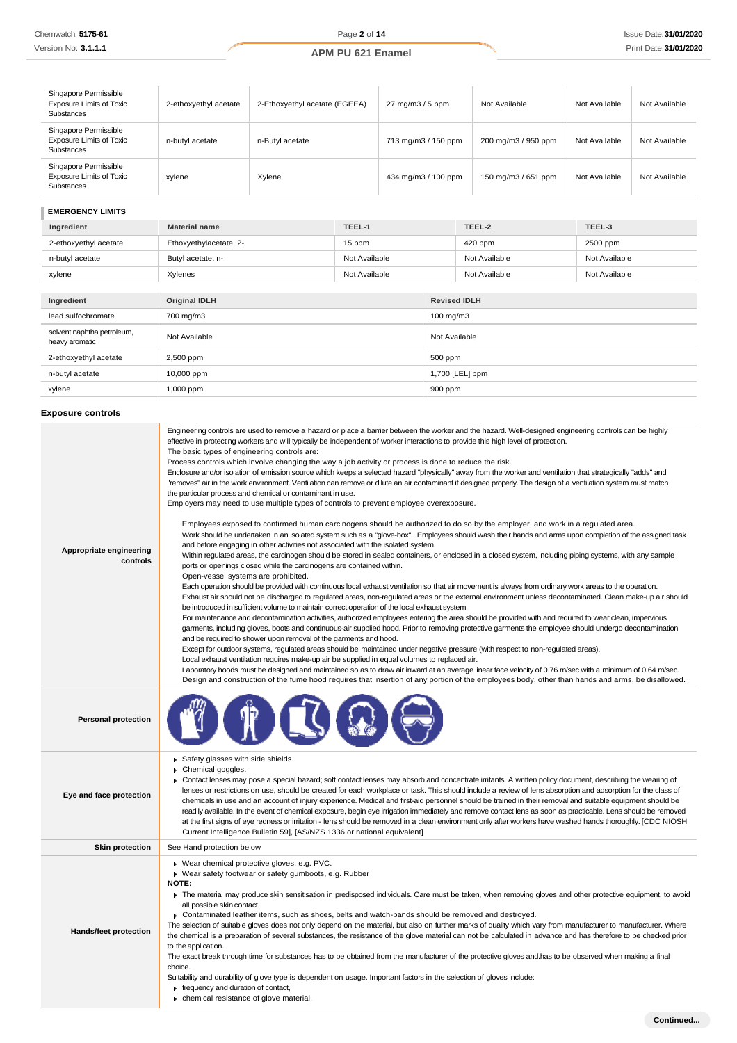| Singapore Permissible Exposure Limits of Toxic Substances | 2-ethoxyethyl acetate | 2-Ethoxyethyl acetate (EGEEA) | 27 mg/m3 / 5 ppm | Not Available | Not Available | Not Available |
|---|---|---|---|---|---|---|
| Singapore Permissible Exposure Limits of Toxic Substances | n-butyl acetate | n-Butyl acetate | 713 mg/m3 / 150 ppm | 200 mg/m3 / 950 ppm | Not Available | Not Available |
| Singapore Permissible Exposure Limits of Toxic Substances | xylene | Xylene | 434 mg/m3 / 100 ppm | 150 mg/m3 / 651 ppm | Not Available | Not Available |

### EMERGENCY LIMITS

| Ingredient | Material name | TEEL-1 | TEEL-2 | TEEL-3 |
|---|---|---|---|---|
| 2-ethoxyethyl acetate | Ethoxyethylacetate, 2- | 15 ppm | 420 ppm | 2500 ppm |
| n-butyl acetate | Butyl acetate, n- | Not Available | Not Available | Not Available |
| xylene | Xylenes | Not Available | Not Available | Not Available |

| Ingredient | Original IDLH | Revised IDLH |
|---|---|---|
| lead sulfochromate | 700 mg/m3 | 100 mg/m3 |
| solvent naphtha petroleum, heavy aromatic | Not Available | Not Available |
| 2-ethoxyethyl acetate | 2,500 ppm | 500 ppm |
| n-butyl acetate | 10,000 ppm | 1,700 [LEL] ppm |
| xylene | 1,000 ppm | 900 ppm |

### Exposure controls

**Appropriate engineering controls**

Engineering controls are used to remove a hazard or place a barrier between the worker and the hazard. Well-designed engineering controls can be highly effective in protecting workers and will typically be independent of worker interactions to provide this high level of protection.
The basic types of engineering controls are:
Process controls which involve changing the way a job activity or process is done to reduce the risk.
Enclosure and/or isolation of emission source which keeps a selected hazard "physically" away from the worker and ventilation that strategically "adds" and "removes" air in the work environment. Ventilation can remove or dilute an air contaminant if designed properly. The design of a ventilation system must match the particular process and chemical or contaminant in use.
Employers may need to use multiple types of controls to prevent employee overexposure.

Employees exposed to confirmed human carcinogens should be authorized to do so by the employer, and work in a regulated area.
Work should be undertaken in an isolated system such as a "glove-box" . Employees should wash their hands and arms upon completion of the assigned task and before engaging in other activities not associated with the isolated system.
Within regulated areas, the carcinogen should be stored in sealed containers, or enclosed in a closed system, including piping systems, with any sample ports or openings closed while the carcinogens are contained within.
Open-vessel systems are prohibited.
Each operation should be provided with continuous local exhaust ventilation so that air movement is always from ordinary work areas to the operation.
Exhaust air should not be discharged to regulated areas, non-regulated areas or the external environment unless decontaminated. Clean make-up air should be introduced in sufficient volume to maintain correct operation of the local exhaust system.
For maintenance and decontamination activities, authorized employees entering the area should be provided with and required to wear clean, impervious garments, including gloves, boots and continuous-air supplied hood. Prior to removing protective garments the employee should undergo decontamination and be required to shower upon removal of the garments and hood.
Except for outdoor systems, regulated areas should be maintained under negative pressure (with respect to non-regulated areas).
Local exhaust ventilation requires make-up air be supplied in equal volumes to replaced air.
Laboratory hoods must be designed and maintained so as to draw air inward at an average linear face velocity of 0.76 m/sec with a minimum of 0.64 m/sec. Design and construction of the fume hood requires that insertion of any portion of the employees body, other than hands and arms, be disallowed.

**Personal protection**

**Eye and face protection**

- Safety glasses with side shields.
- Chemical goggles.
- Contact lenses may pose a special hazard; soft contact lenses may absorb and concentrate irritants. A written policy document, describing the wearing of lenses or restrictions on use, should be created for each workplace or task. This should include a review of lens absorption and adsorption for the class of chemicals in use and an account of injury experience. Medical and first-aid personnel should be trained in their removal and suitable equipment should be readily available. In the event of chemical exposure, begin eye irrigation immediately and remove contact lens as soon as practicable. Lens should be removed at the first signs of eye redness or irritation - lens should be removed in a clean environment only after workers have washed hands thoroughly. [CDC NIOSH Current Intelligence Bulletin 59], [AS/NZS 1336 or national equivalent]

**Skin protection**

See Hand protection below

**Hands/feet protection**

- Wear chemical protective gloves, e.g. PVC.
- Wear safety footwear or safety gumboots, e.g. Rubber

**NOTE:**

- The material may produce skin sensitisation in predisposed individuals. Care must be taken, when removing gloves and other protective equipment, to avoid all possible skin contact.
- Contaminated leather items, such as shoes, belts and watch-bands should be removed and destroyed.

The selection of suitable gloves does not only depend on the material, but also on further marks of quality which vary from manufacturer to manufacturer. Where the chemical is a preparation of several substances, the resistance of the glove material can not be calculated in advance and has therefore to be checked prior to the application.
The exact break through time for substances has to be obtained from the manufacturer of the protective gloves and.has to be observed when making a final choice.
Suitability and durability of glove type is dependent on usage. Important factors in the selection of gloves include:

- frequency and duration of contact,
- chemical resistance of glove material,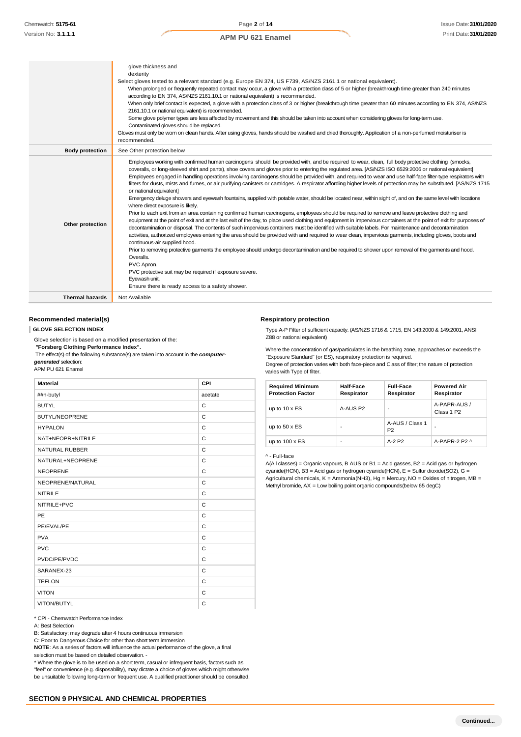| | |
|---|---|
| | glove thickness and<br>dexterity<br>Select gloves tested to a relevant standard (e.g. Europe EN 374, US F739, AS/NZS 2161.1 or national equivalent).<br>When prolonged or frequently repeated contact may occur, a glove with a protection class of 5 or higher (breakthrough time greater than 240 minutes according to EN 374, AS/NZS 2161.10.1 or national equivalent) is recommended.<br>When only brief contact is expected, a glove with a protection class of 3 or higher (breakthrough time greater than 60 minutes according to EN 374, AS/NZS 2161.10.1 or national equivalent) is recommended.<br>Some glove polymer types are less affected by movement and this should be taken into account when considering gloves for long-term use.<br>Contaminated gloves should be replaced.<br>Gloves must only be worn on clean hands. After using gloves, hands should be washed and dried thoroughly. Application of a non-perfumed moisturiser is recommended. |
| **Body protection** | See Other protection below |
| **Other protection** | Employees working with confirmed human carcinogens should be provided with, and be required to wear, clean, full body protective clothing (smocks, coveralls, or long-sleeved shirt and pants), shoe covers and gloves prior to entering the regulated area. [AS/NZS ISO 6529:2006 or national equivalent]<br>Employees engaged in handling operations involving carcinogens should be provided with, and required to wear and use half-face filter-type respirators with filters for dusts, mists and fumes, or air purifying canisters or cartridges. A respirator affording higher levels of protection may be substituted. [AS/NZS 1715 or national equivalent]<br>Emergency deluge showers and eyewash fountains, supplied with potable water, should be located near, within sight of, and on the same level with locations where direct exposure is likely.<br>Prior to each exit from an area containing confirmed human carcinogens, employees should be required to remove and leave protective clothing and equipment at the point of exit and at the last exit of the day, to place used clothing and equipment in impervious containers at the point of exit for purposes of decontamination or disposal. The contents of such impervious containers must be identified with suitable labels. For maintenance and decontamination activities, authorized employees entering the area should be provided with and required to wear clean, impervious garments, including gloves, boots and continuous-air supplied hood.<br>Prior to removing protective garments the employee should undergo decontamination and be required to shower upon removal of the garments and hood.<br>Overalls.<br>PVC Apron.<br>PVC protective suit may be required if exposure severe.<br>Eyewash unit.<br>Ensure there is ready access to a safety shower. |
| **Thermal hazards** | Not Available |

### Recommended material(s)

**GLOVE SELECTION INDEX**

Glove selection is based on a modified presentation of the:

***"Forsberg Clothing Performance Index".***

The effect(s) of the following substance(s) are taken into account in the ***computer-generated*** selection:

APM PU 621 Enamel

| Material | CPI |
|---|---|
| ##n-butyl | acetate |
| BUTYL | C |
| BUTYL/NEOPRENE | C |
| HYPALON | C |
| NAT+NEOPR+NITRILE | C |
| NATURAL RUBBER | C |
| NATURAL+NEOPRENE | C |
| NEOPRENE | C |
| NEOPRENE/NATURAL | C |
| NITRILE | C |
| NITRILE+PVC | C |
| PE | C |
| PE/EVAL/PE | C |
| PVA | C |
| PVC | C |
| PVDC/PE/PVDC | C |
| SARANEX-23 | C |
| TEFLON | C |
| VITON | C |
| VITON/BUTYL | C |

\* CPI - Chemwatch Performance Index

A: Best Selection

B: Satisfactory; may degrade after 4 hours continuous immersion

C: Poor to Dangerous Choice for other than short term immersion

**NOTE**: As a series of factors will influence the actual performance of the glove, a final selection must be based on detailed observation. -

\* Where the glove is to be used on a short term, casual or infrequent basis, factors such as "feel" or convenience (e.g. disposability), may dictate a choice of gloves which might otherwise be unsuitable following long-term or frequent use. A qualified practitioner should be consulted.

### Respiratory protection

Type A-P Filter of sufficient capacity. (AS/NZS 1716 & 1715, EN 143:2000 & 149:2001, ANSI Z88 or national equivalent)

Where the concentration of gas/particulates in the breathing zone, approaches or exceeds the "Exposure Standard" (or ES), respiratory protection is required.

Degree of protection varies with both face-piece and Class of filter; the nature of protection varies with Type of filter.

| Required Minimum Protection Factor | Half-Face Respirator | Full-Face Respirator | Powered Air Respirator |
|---|---|---|---|
| up to 10 x ES | A-AUS P2 | - | A-PAPR-AUS / Class 1 P2 |
| up to 50 x ES | - | A-AUS / Class 1 P2 | - |
| up to 100 x ES | - | A-2 P2 | A-PAPR-2 P2 ^ |

^ - Full-face

A(All classes) = Organic vapours, B AUS or B1 = Acid gasses, B2 = Acid gas or hydrogen cyanide(HCN), B3 = Acid gas or hydrogen cyanide(HCN), E = Sulfur dioxide($SO_2$), G = Agricultural chemicals, K = Ammonia($NH_3$), Hg = Mercury, NO = Oxides of nitrogen, MB = Methyl bromide, AX = Low boiling point organic compounds(below 65 degC)

## SECTION 9 PHYSICAL AND CHEMICAL PROPERTIES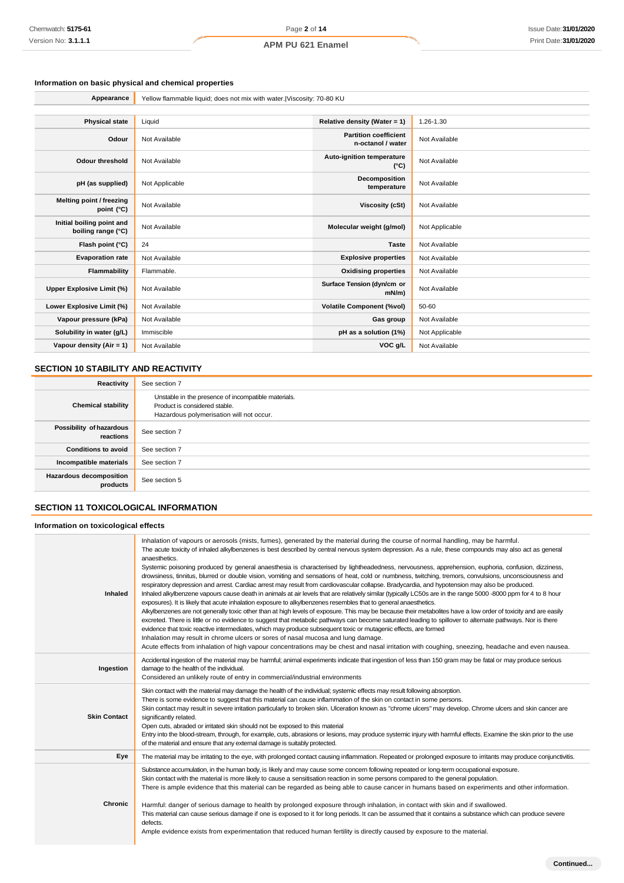### Information on basic physical and chemical properties

| Appearance | Yellow flammable liquid; does not mix with water.\|Viscosity: 70-80 KU | | |
|---|---|---|---|
| **Physical state** | Liquid | **Relative density (Water = 1)** | 1.26-1.30 |
| **Odour** | Not Available | **Partition coefficient n-octanol / water** | Not Available |
| **Odour threshold** | Not Available | **Auto-ignition temperature (°C)** | Not Available |
| **pH (as supplied)** | Not Applicable | **Decomposition temperature** | Not Available |
| **Melting point / freezing point (°C)** | Not Available | **Viscosity (cSt)** | Not Available |
| **Initial boiling point and boiling range (°C)** | Not Available | **Molecular weight (g/mol)** | Not Applicable |
| **Flash point (°C)** | 24 | **Taste** | Not Available |
| **Evaporation rate** | Not Available | **Explosive properties** | Not Available |
| **Flammability** | Flammable. | **Oxidising properties** | Not Available |
| **Upper Explosive Limit (%)** | Not Available | **Surface Tension (dyn/cm or mN/m)** | Not Available |
| **Lower Explosive Limit (%)** | Not Available | **Volatile Component (%vol)** | 50-60 |
| **Vapour pressure (kPa)** | Not Available | **Gas group** | Not Available |
| **Solubility in water (g/L)** | Immiscible | **pH as a solution (1%)** | Not Applicable |
| **Vapour density (Air = 1)** | Not Available | **VOC g/L** | Not Available |

## SECTION 10 STABILITY AND REACTIVITY

| | |
|---|---|
| **Reactivity** | See section 7 |
| **Chemical stability** | Unstable in the presence of incompatible materials.<br>Product is considered stable.<br>Hazardous polymerisation will not occur. |
| **Possibility of hazardous reactions** | See section 7 |
| **Conditions to avoid** | See section 7 |
| **Incompatible materials** | See section 7 |
| **Hazardous decomposition products** | See section 5 |

## SECTION 11 TOXICOLOGICAL INFORMATION

### Information on toxicological effects

| | |
|---|---|
| **Inhaled** | Inhalation of vapours or aerosols (mists, fumes), generated by the material during the course of normal handling, may be harmful.<br>The acute toxicity of inhaled alkylbenzenes is best described by central nervous system depression. As a rule, these compounds may also act as general anaesthetics.<br>Systemic poisoning produced by general anaesthesia is characterised by lightheadedness, nervousness, apprehension, euphoria, confusion, dizziness, drowsiness, tinnitus, blurred or double vision, vomiting and sensations of heat, cold or numbness, twitching, tremors, convulsions, unconsciousness and respiratory depression and arrest. Cardiac arrest may result from cardiovascular collapse. Bradycardia, and hypotension may also be produced.<br>Inhaled alkylbenzene vapours cause death in animals at air levels that are relatively similar (typically LC50s are in the range 5000 -8000 ppm for 4 to 8 hour exposures). It is likely that acute inhalation exposure to alkylbenzenes resembles that to general anaesthetics.<br>Alkylbenzenes are not generally toxic other than at high levels of exposure. This may be because their metabolites have a low order of toxicity and are easily excreted. There is little or no evidence to suggest that metabolic pathways can become saturated leading to spillover to alternate pathways. Nor is there evidence that toxic reactive intermediates, which may produce subsequent toxic or mutagenic effects, are formed<br>Inhalation may result in chrome ulcers or sores of nasal mucosa and lung damage.<br>Acute effects from inhalation of high vapour concentrations may be chest and nasal irritation with coughing, sneezing, headache and even nausea. |
| **Ingestion** | Accidental ingestion of the material may be harmful; animal experiments indicate that ingestion of less than 150 gram may be fatal or may produce serious damage to the health of the individual.<br>Considered an unlikely route of entry in commercial/industrial environments |
| **Skin Contact** | Skin contact with the material may damage the health of the individual; systemic effects may result following absorption.<br>There is some evidence to suggest that this material can cause inflammation of the skin on contact in some persons.<br>Skin contact may result in severe irritation particularly to broken skin. Ulceration known as "chrome ulcers" may develop. Chrome ulcers and skin cancer are significantly related.<br>Open cuts, abraded or irritated skin should not be exposed to this material<br>Entry into the blood-stream, through, for example, cuts, abrasions or lesions, may produce systemic injury with harmful effects. Examine the skin prior to the use of the material and ensure that any external damage is suitably protected. |
| **Eye** | The material may be irritating to the eye, with prolonged contact causing inflammation. Repeated or prolonged exposure to irritants may produce conjunctivitis. |
| **Chronic** | Substance accumulation, in the human body, is likely and may cause some concern following repeated or long-term occupational exposure.<br>Skin contact with the material is more likely to cause a sensitisation reaction in some persons compared to the general population.<br>There is ample evidence that this material can be regarded as being able to cause cancer in humans based on experiments and other information.<br><br>Harmful: danger of serious damage to health by prolonged exposure through inhalation, in contact with skin and if swallowed.<br>This material can cause serious damage if one is exposed to it for long periods. It can be assumed that it contains a substance which can produce severe defects.<br>Ample evidence exists from experimentation that reduced human fertility is directly caused by exposure to the material. |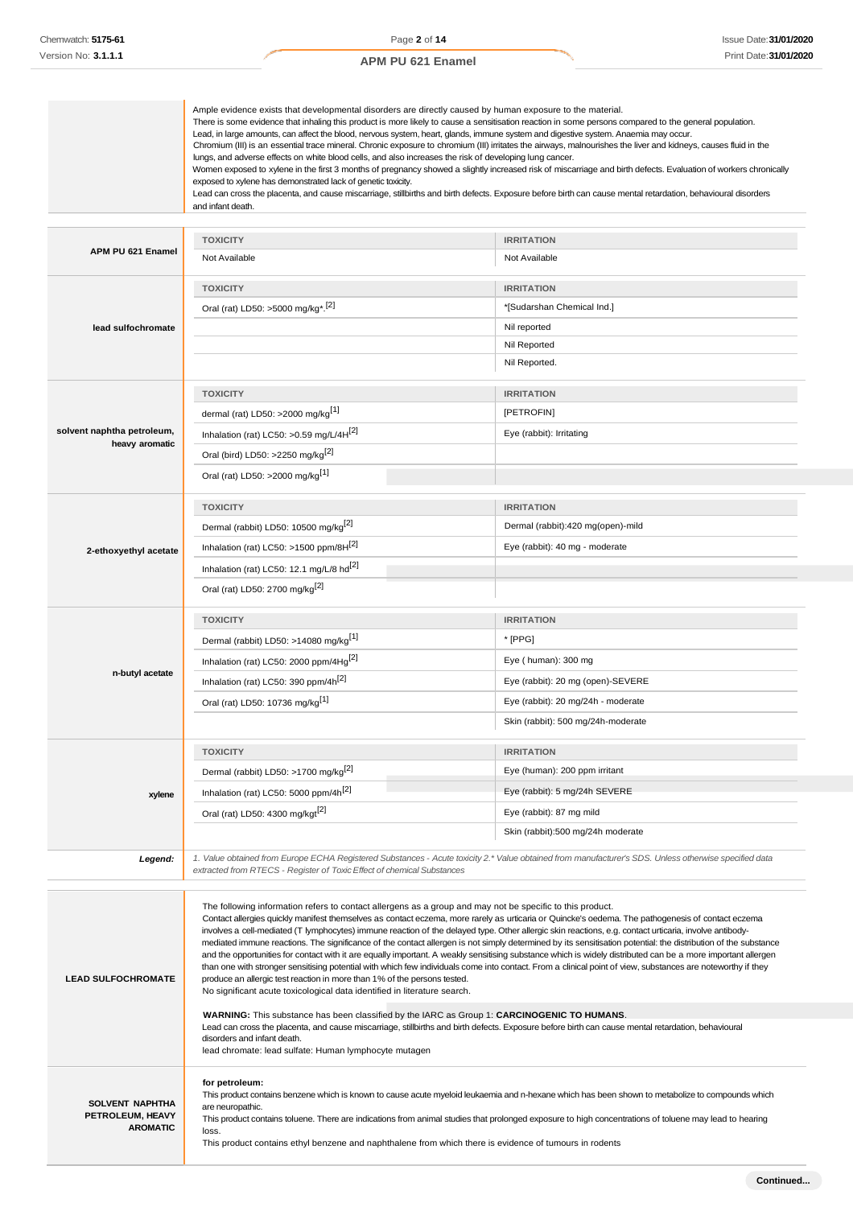| | |
|---|---|
| | Ample evidence exists that developmental disorders are directly caused by human exposure to the material. There is some evidence that inhaling this product is more likely to cause a sensitisation reaction in some persons compared to the general population. Lead, in large amounts, can affect the blood, nervous system, heart, glands, immune system and digestive system. Anaemia may occur. Chromium (III) is an essential trace mineral. Chronic exposure to chromium (III) irritates the airways, malnourishes the liver and kidneys, causes fluid in the lungs, and adverse effects on white blood cells, and also increases the risk of developing lung cancer. Women exposed to xylene in the first 3 months of pregnancy showed a slightly increased risk of miscarriage and birth defects. Evaluation of workers chronically exposed to xylene has demonstrated lack of genetic toxicity. Lead can cross the placenta, and cause miscarriage, stillbirths and birth defects. Exposure before birth can cause mental retardation, behavioural disorders and infant death. |

| | TOXICITY | IRRITATION |
|---|---|---|
| **APM PU 621 Enamel** | Not Available | Not Available |
| **lead sulfochromate** | **TOXICITY** | **IRRITATION** |
| | Oral (rat) LD50: >5000 mg/kg*.[2] | *[Sudarshan Chemical Ind.] |
| | | Nil reported |
| | | Nil Reported |
| | | Nil Reported. |
| **solvent naphtha petroleum, heavy aromatic** | **TOXICITY** | **IRRITATION** |
| | dermal (rat) LD50: >2000 mg/kg[1] | [PETROFIN] |
| | Inhalation (rat) LC50: >0.59 mg/L/4H[2] | Eye (rabbit): Irritating |
| | Oral (bird) LD50: >2250 mg/kg[2] | |
| | Oral (rat) LD50: >2000 mg/kg[1] | |
| **2-ethoxyethyl acetate** | **TOXICITY** | **IRRITATION** |
| | Dermal (rabbit) LD50: 10500 mg/kg[2] | Dermal (rabbit):420 mg(open)-mild |
| | Inhalation (rat) LC50: >1500 ppm/8H[2] | Eye (rabbit): 40 mg - moderate |
| | Inhalation (rat) LC50: 12.1 mg/L/8 hd[2] | |
| | Oral (rat) LD50: 2700 mg/kg[2] | |
| **n-butyl acetate** | **TOXICITY** | **IRRITATION** |
| | Dermal (rabbit) LD50: >14080 mg/kg[1] | * [PPG] |
| | Inhalation (rat) LC50: 2000 ppm/4Hg[2] | Eye ( human): 300 mg |
| | Inhalation (rat) LC50: 390 ppm/4h[2] | Eye (rabbit): 20 mg (open)-SEVERE |
| | Oral (rat) LD50: 10736 mg/kg[1] | Eye (rabbit): 20 mg/24h - moderate |
| | | Skin (rabbit): 500 mg/24h-moderate |
| **xylene** | **TOXICITY** | **IRRITATION** |
| | Dermal (rabbit) LD50: >1700 mg/kg[2] | Eye (human): 200 ppm irritant |
| | Inhalation (rat) LC50: 5000 ppm/4h[2] | Eye (rabbit): 5 mg/24h SEVERE |
| | Oral (rat) LD50: 4300 mg/kgt[2] | Eye (rabbit): 87 mg mild |
| | | Skin (rabbit):500 mg/24h moderate |
| ***Legend:*** | *1. Value obtained from Europe ECHA Registered Substances - Acute toxicity 2.\* Value obtained from manufacturer's SDS. Unless otherwise specified data extracted from RTECS - Register of Toxic Effect of chemical Substances* | |

| | |
|---|---|
| **LEAD SULFOCHROMATE** | The following information refers to contact allergens as a group and may not be specific to this product. Contact allergies quickly manifest themselves as contact eczema, more rarely as urticaria or Quincke's oedema. The pathogenesis of contact eczema involves a cell-mediated (T lymphocytes) immune reaction of the delayed type. Other allergic skin reactions, e.g. contact urticaria, involve antibody-mediated immune reactions. The significance of the contact allergen is not simply determined by its sensitisation potential: the distribution of the substance and the opportunities for contact with it are equally important. A weakly sensitising substance which is widely distributed can be a more important allergen than one with stronger sensitising potential with which few individuals come into contact. From a clinical point of view, substances are noteworthy if they produce an allergic test reaction in more than 1% of the persons tested. No significant acute toxicological data identified in literature search. **WARNING:** This substance has been classified by the IARC as Group 1: **CARCINOGENIC TO HUMANS**. Lead can cross the placenta, and cause miscarriage, stillbirths and birth defects. Exposure before birth can cause mental retardation, behavioural disorders and infant death. lead chromate: lead sulfate: Human lymphocyte mutagen |
| **SOLVENT NAPHTHA PETROLEUM, HEAVY AROMATIC** | **for petroleum:** This product contains benzene which is known to cause acute myeloid leukaemia and n-hexane which has been shown to metabolize to compounds which are neuropathic. This product contains toluene. There are indications from animal studies that prolonged exposure to high concentrations of toluene may lead to hearing loss. This product contains ethyl benzene and naphthalene from which there is evidence of tumours in rodents |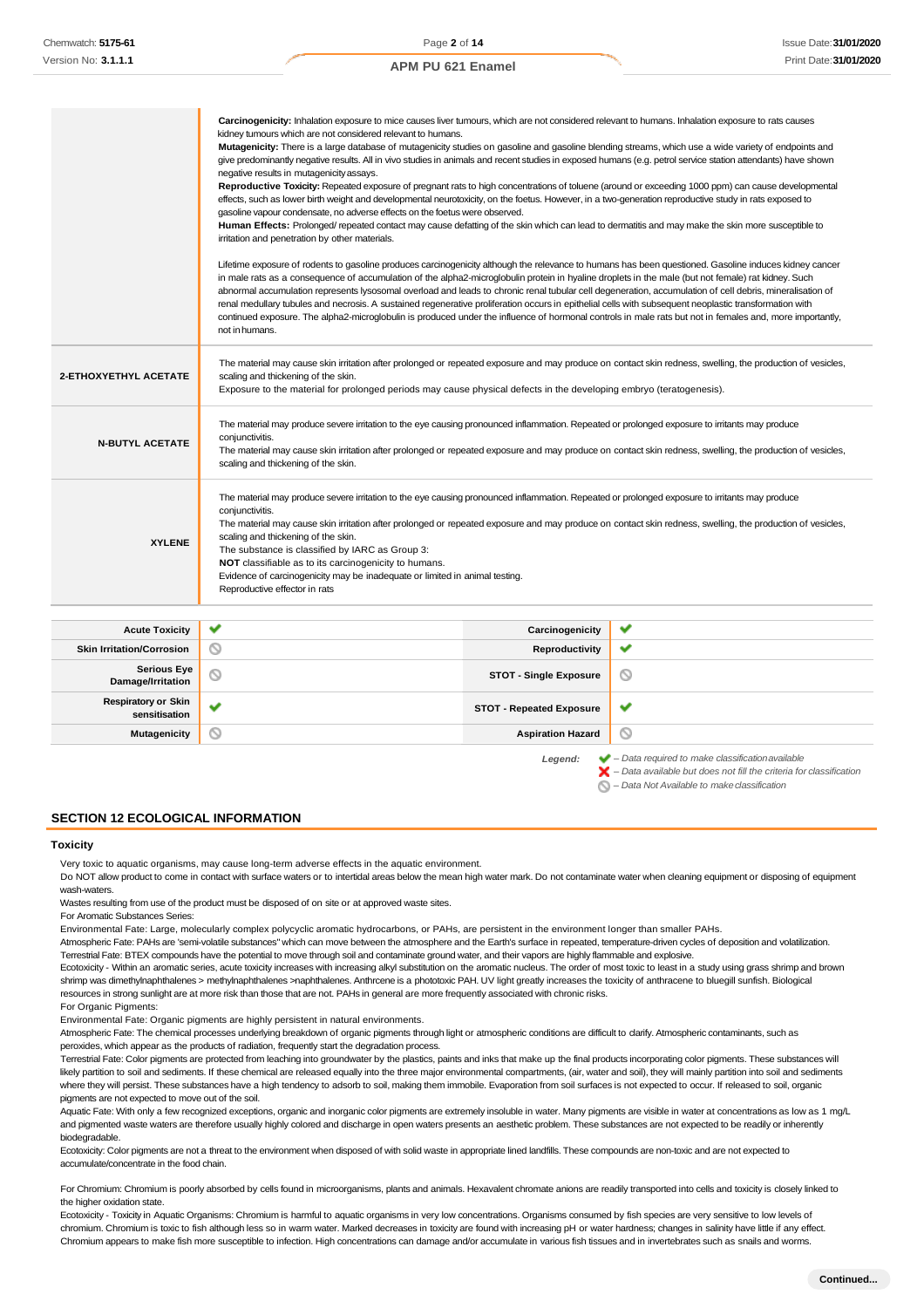| | |
|---|---|
| | **Carcinogenicity:** Inhalation exposure to mice causes liver tumours, which are not considered relevant to humans. Inhalation exposure to rats causes kidney tumours which are not considered relevant to humans.<br>**Mutagenicity:** There is a large database of mutagenicity studies on gasoline and gasoline blending streams, which use a wide variety of endpoints and give predominantly negative results. All in vivo studies in animals and recent studies in exposed humans (e.g. petrol service station attendants) have shown negative results in mutagenicity assays.<br>**Reproductive Toxicity:** Repeated exposure of pregnant rats to high concentrations of toluene (around or exceeding 1000 ppm) can cause developmental effects, such as lower birth weight and developmental neurotoxicity, on the foetus. However, in a two-generation reproductive study in rats exposed to gasoline vapour condensate, no adverse effects on the foetus were observed.<br>**Human Effects:** Prolonged/ repeated contact may cause defatting of the skin which can lead to dermatitis and may make the skin more susceptible to irritation and penetration by other materials.<br><br>Lifetime exposure of rodents to gasoline produces carcinogenicity although the relevance to humans has been questioned. Gasoline induces kidney cancer in male rats as a consequence of accumulation of the alpha2-microglobulin protein in hyaline droplets in the male (but not female) rat kidney. Such abnormal accumulation represents lysosomal overload and leads to chronic renal tubular cell degeneration, accumulation of cell debris, mineralisation of renal medullary tubules and necrosis. A sustained regenerative proliferation occurs in epithelial cells with subsequent neoplastic transformation with continued exposure. The alpha2-microglobulin is produced under the influence of hormonal controls in male rats but not in females and, more importantly, not in humans. |
| **2-ETHOXYETHYL ACETATE** | The material may cause skin irritation after prolonged or repeated exposure and may produce on contact skin redness, swelling, the production of vesicles, scaling and thickening of the skin.<br>Exposure to the material for prolonged periods may cause physical defects in the developing embryo (teratogenesis). |
| **N-BUTYL ACETATE** | The material may produce severe irritation to the eye causing pronounced inflammation. Repeated or prolonged exposure to irritants may produce conjunctivitis.<br>The material may cause skin irritation after prolonged or repeated exposure and may produce on contact skin redness, swelling, the production of vesicles, scaling and thickening of the skin. |
| **XYLENE** | The material may produce severe irritation to the eye causing pronounced inflammation. Repeated or prolonged exposure to irritants may produce conjunctivitis.<br>The material may cause skin irritation after prolonged or repeated exposure and may produce on contact skin redness, swelling, the production of vesicles, scaling and thickening of the skin.<br>The substance is classified by IARC as Group 3:<br>**NOT** classifiable as to its carcinogenicity to humans.<br>Evidence of carcinogenicity may be inadequate or limited in animal testing.<br>Reproductive effector in rats |

| | | | |
|---|---|---|---|
| **Acute Toxicity** | ✔ | **Carcinogenicity** | ✔ |
| **Skin Irritation/Corrosion** | ⊘ | **Reproductivity** | ✔ |
| **Serious Eye Damage/Irritation** | ⊘ | **STOT - Single Exposure** | ⊘ |
| **Respiratory or Skin sensitisation** | ✔ | **STOT - Repeated Exposure** | ✔ |
| **Mutagenicity** | ⊘ | **Aspiration Hazard** | ⊘ |

*Legend:*
✔ *– Data required to make classification available*
✘ *– Data available but does not fill the criteria for classification*
⊘ *– Data Not Available to make classification*

## SECTION 12 ECOLOGICAL INFORMATION

### Toxicity

Very toxic to aquatic organisms, may cause long-term adverse effects in the aquatic environment.
Do NOT allow product to come in contact with surface waters or to intertidal areas below the mean high water mark. Do not contaminate water when cleaning equipment or disposing of equipment wash-waters.
Wastes resulting from use of the product must be disposed of on site or at approved waste sites.
For Aromatic Substances Series:
Environmental Fate: Large, molecularly complex polycyclic aromatic hydrocarbons, or PAHs, are persistent in the environment longer than smaller PAHs.
Atmospheric Fate: PAHs are 'semi-volatile substances" which can move between the atmosphere and the Earth's surface in repeated, temperature-driven cycles of deposition and volatilization.
Terrestrial Fate: BTEX compounds have the potential to move through soil and contaminate ground water, and their vapors are highly flammable and explosive.
Ecotoxicity - Within an aromatic series, acute toxicity increases with increasing alkyl substitution on the aromatic nucleus. The order of most toxic to least in a study using grass shrimp and brown shrimp was dimethylnaphthalenes > methylnaphthalenes >naphthalenes. Anthrcene is a phototoxic PAH. UV light greatly increases the toxicity of anthracene to bluegill sunfish. Biological resources in strong sunlight are at more risk than those that are not. PAHs in general are more frequently associated with chronic risks.
For Organic Pigments:
Environmental Fate: Organic pigments are highly persistent in natural environments.
Atmospheric Fate: The chemical processes underlying breakdown of organic pigments through light or atmospheric conditions are difficult to clarify. Atmospheric contaminants, such as peroxides, which appear as the products of radiation, frequently start the degradation process.
Terrestrial Fate: Color pigments are protected from leaching into groundwater by the plastics, paints and inks that make up the final products incorporating color pigments. These substances will likely partition to soil and sediments. If these chemical are released equally into the three major environmental compartments, (air, water and soil), they will mainly partition into soil and sediments where they will persist. These substances have a high tendency to adsorb to soil, making them immobile. Evaporation from soil surfaces is not expected to occur. If released to soil, organic pigments are not expected to move out of the soil.
Aquatic Fate: With only a few recognized exceptions, organic and inorganic color pigments are extremely insoluble in water. Many pigments are visible in water at concentrations as low as 1 mg/L and pigmented waste waters are therefore usually highly colored and discharge in open waters presents an aesthetic problem. These substances are not expected to be readily or inherently biodegradable.
Ecotoxicity: Color pigments are not a threat to the environment when disposed of with solid waste in appropriate lined landfills. These compounds are non-toxic and are not expected to accumulate/concentrate in the food chain.

For Chromium: Chromium is poorly absorbed by cells found in microorganisms, plants and animals. Hexavalent chromate anions are readily transported into cells and toxicity is closely linked to the higher oxidation state.
Ecotoxicity - Toxicity in Aquatic Organisms: Chromium is harmful to aquatic organisms in very low concentrations. Organisms consumed by fish species are very sensitive to low levels of chromium. Chromium is toxic to fish although less so in warm water. Marked decreases in toxicity are found with increasing pH or water hardness; changes in salinity have little if any effect. Chromium appears to make fish more susceptible to infection. High concentrations can damage and/or accumulate in various fish tissues and in invertebrates such as snails and worms.

**Continued...**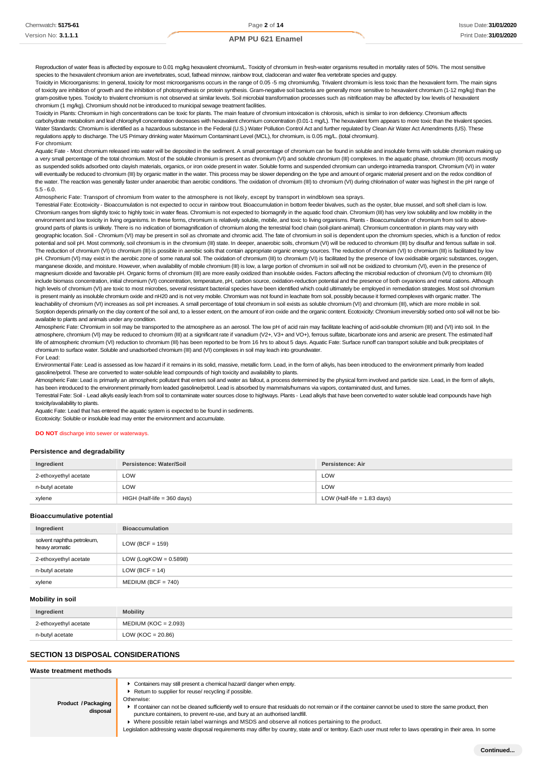Reproduction of water fleas is affected by exposure to 0.01 mg/kg hexavalent chromium/L. Toxicity of chromium in fresh-water organisms resulted in mortality rates of 50%. The most sensitive species to the hexavalent chromium anion are invertebrates, scud, fathead minnow, rainbow trout, cladoceran and water flea vertebrate species and guppy.

Toxicity in Microorganisms: In general, toxicity for most microorganisms occurs in the range of 0.05 -5 mg chromium/kg. Trivalent chromium is less toxic than the hexavalent form. The main signs of toxicity are inhibition of growth and the inhibition of photosynthesis or protein synthesis. Gram-negative soil bacteria are generally more sensitive to hexavalent chromium (1-12 mg/kg) than the gram-positive types. Toxicity to trivalent chromium is not observed at similar levels. Soil microbial transformation processes such as nitrification may be affected by low levels of hexavalent chromium (1 mg/kg). Chromium should not be introduced to municipal sewage treatment facilities.

Toxicity in Plants: Chromium in high concentrations can be toxic for plants. The main feature of chromium intoxication is chlorosis, which is similar to iron deficiency. Chromium affects carbohydrate metabolism and leaf chlorophyll concentration decreases with hexavalent chromium concentration (0.01-1 mg/L). The hexavalent form appears to more toxic than the trivalent species.

Water Standards: Chromium is identified as a hazardous substance in the Federal (U.S.) Water Pollution Control Act and further regulated by Clean Air Water Act Amendments (US). These regulations apply to discharge. The US Primary drinking water Maximum Contaminant Level (MCL), for chromium, is 0.05 mg/L. (total chromium).

For chromium:

Aquatic Fate - Most chromium released into water will be deposited in the sediment. A small percentage of chromium can be found in soluble and insoluble forms with soluble chromium making up a very small percentage of the total chromium. Most of the soluble chromium is present as chromium (VI) and soluble chromium (III) complexes. In the aquatic phase, chromium (III) occurs mostly as suspended solids adsorbed onto clayish materials, organics, or iron oxide present in water. Soluble forms and suspended chromium can undergo intramedia transport. Chromium (VI) in water will eventually be reduced to chromium (III) by organic matter in the water. This process may be slower depending on the type and amount of organic material present and on the redox condition of the water. The reaction was generally faster under anaerobic than aerobic conditions. The oxidation of chromium (III) to chromium (VI) during chlorination of water was highest in the pH range of 5.5 - 6.0.

Atmospheric Fate: Transport of chromium from water to the atmosphere is not likely, except by transport in windblown sea sprays.

Terrestrial Fate: Ecotoxicity - Bioaccumulation is not expected to occur in rainbow trout. Bioaccumulation in bottom feeder bivalves, such as the oyster, blue mussel, and soft shell clam is low. Chromium ranges from slightly toxic to highly toxic in water fleas. Chromium is not expected to biomagnify in the aquatic food chain. Chromium (III) has very low solubility and low mobility in the environment and low toxicity in living organisms. In these forms, chromium is relatively soluble, mobile, and toxic to living organisms. Plants - Bioaccumulation of chromium from soil to above-ground parts of plants is unlikely. There is no indication of biomagnification of chromium along the terrestrial food chain (soil-plant-animal). Chromium concentration in plants may vary with geographic location. Soil - Chromium (VI) may be present in soil as chromate and chromic acid. The fate of chromium in soil is dependent upon the chromium species, which is a function of redox potential and soil pH. Most commonly, soil chromium is in the chromium (III) state. In deeper, anaerobic soils, chromium (VI) will be reduced to chromium (III) by disulfur and ferrous sulfate in soil. The reduction of chromium (VI) to chromium (III) is possible in aerobic soils that contain appropriate organic energy sources. The reduction of chromium (VI) to chromium (III) is facilitated by low pH. Chromium (VI) may exist in the aerobic zone of some natural soil. The oxidation of chromium (III) to chromium (VI) is facilitated by the presence of low oxidisable organic substances, oxygen, manganese dioxide, and moisture. However, when availability of mobile chromium (III) is low, a large portion of chromium in soil will not be oxidized to chromium (VI), even in the presence of magnesium dioxide and favorable pH. Organic forms of chromium (III) are more easily oxidized than insoluble oxides. Factors affecting the microbial reduction of chromium (VI) to chromium (III) include biomass concentration, initial chromium (VI) concentration, temperature, pH, carbon source, oxidation-reduction potential and the presence of both oxyanions and metal cations. Although high levels of chromium (VI) are toxic to most microbes, several resistant bacterial species have been identified which could ultimately be employed in remediation strategies. Most soil chromium is present mainly as insoluble chromium oxide and nH2O and is not very mobile. Chromium was not found in leachate from soil, possibly because it formed complexes with organic matter. The leachability of chromium (VI) increases as soil pH increases. A small percentage of total chromium in soil exists as soluble chromium (VI) and chromium (III), which are more mobile in soil. Sorption depends primarily on the clay content of the soil and, to a lesser extent, on the amount of iron oxide and the organic content. Ecotoxicity: Chromium irreversibly sorbed onto soil will not be bio-available to plants and animals under any condition.

Atmospheric Fate: Chromium in soil may be transported to the atmosphere as an aerosol. The low pH of acid rain may facilitate leaching of acid-soluble chromium (III) and (VI) into soil. In the atmosphere, chromium (VI) may be reduced to chromium (III) at a significant rate if vanadium ($V^{2+}$, $V^{3+}$ and $VO^{+}$), ferrous sulfate, bicarbonate ions and arsenic are present. The estimated half life of atmospheric chromium (VI) reduction to chromium (III) has been reported to be from 16 hrs to about 5 days. Aquatic Fate: Surface runoff can transport soluble and bulk precipitates of chromium to surface water. Soluble and unadsorbed chromium (III) and (VI) complexes in soil may leach into groundwater.

For Lead:

Environmental Fate: Lead is assessed as low hazard if it remains in its solid, massive, metallic form. Lead, in the form of alkyls, has been introduced to the environment primarily from leaded gasoline/petrol. These are converted to water-soluble lead compounds of high toxicity and availability to plants.

Atmospheric Fate: Lead is primarily an atmospheric pollutant that enters soil and water as fallout, a process determined by the physical form involved and particle size. Lead, in the form of alkyls, has been introduced to the environment primarily from leaded gasoline/petrol. Lead is absorbed by mammals/humans via vapors, contaminated dust, and fumes.

Terrestrial Fate: Soil - Lead alkyls easily leach from soil to contaminate water sources close to highways. Plants - Lead alkyls that have been converted to water soluble lead compounds have high toxicity/availability to plants.

Aquatic Fate: Lead that has entered the aquatic system is expected to be found in sediments.

Ecotoxicity: Soluble or insoluble lead may enter the environment and accumulate.

**DO NOT** discharge into sewer or waterways.

### Persistence and degradability

| Ingredient | Persistence: Water/Soil | Persistence: Air |
|---|---|---|
| 2-ethoxyethyl acetate | LOW | LOW |
| n-butyl acetate | LOW | LOW |
| xylene | HIGH (Half-life = 360 days) | LOW (Half-life = 1.83 days) |

### Bioaccumulative potential

| Ingredient | Bioaccumulation |
|---|---|
| solvent naphtha petroleum, heavy aromatic | LOW (BCF = 159) |
| 2-ethoxyethyl acetate | LOW (LogKOW = 0.5898) |
| n-butyl acetate | LOW (BCF = 14) |
| xylene | MEDIUM (BCF = 740) |

### Mobility in soil

| Ingredient | Mobility |
|---|---|
| 2-ethoxyethyl acetate | MEDIUM (KOC = 2.093) |
| n-butyl acetate | LOW (KOC = 20.86) |

## SECTION 13 DISPOSAL CONSIDERATIONS

### Waste treatment methods

| | |
|---|---|
| **Product / Packaging disposal** | ▸ Containers may still present a chemical hazard/ danger when empty.<br>▸ Return to supplier for reuse/ recycling if possible.<br>Otherwise:<br>▸ If container can not be cleaned sufficiently well to ensure that residuals do not remain or if the container cannot be used to store the same product, then puncture containers, to prevent re-use, and bury at an authorised landfill.<br>▸ Where possible retain label warnings and MSDS and observe all notices pertaining to the product.<br>Legislation addressing waste disposal requirements may differ by country, state and/ or territory. Each user must refer to laws operating in their area. In some |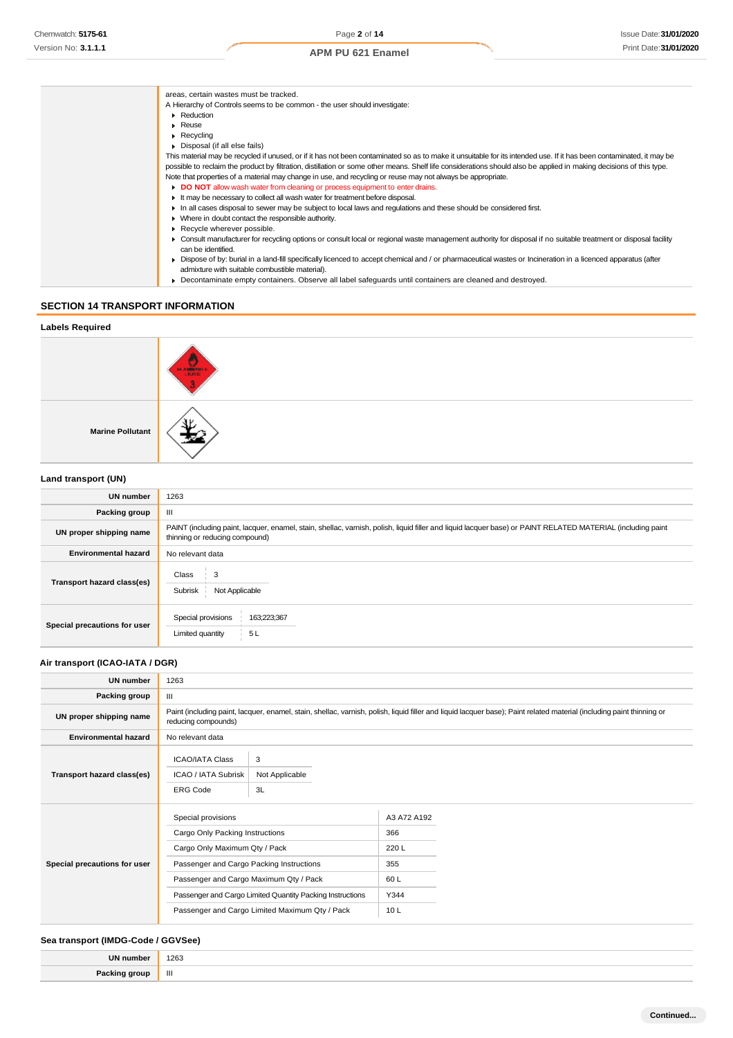| | |
|---|---|
| | areas, certain wastes must be tracked.<br>A Hierarchy of Controls seems to be common - the user should investigate:<br>▸ Reduction<br>▸ Reuse<br>▸ Recycling<br>▸ Disposal (if all else fails)<br>This material may be recycled if unused, or if it has not been contaminated so as to make it unsuitable for its intended use. If it has been contaminated, it may be possible to reclaim the product by filtration, distillation or some other means. Shelf life considerations should also be applied in making decisions of this type. Note that properties of a material may change in use, and recycling or reuse may not always be appropriate.<br>▸ **DO NOT** allow wash water from cleaning or process equipment to enter drains.<br>▸ It may be necessary to collect all wash water for treatment before disposal.<br>▸ In all cases disposal to sewer may be subject to local laws and regulations and these should be considered first.<br>▸ Where in doubt contact the responsible authority.<br>▸ Recycle wherever possible.<br>▸ Consult manufacturer for recycling options or consult local or regional waste management authority for disposal if no suitable treatment or disposal facility can be identified.<br>▸ Dispose of by: burial in a land-fill specifically licenced to accept chemical and / or pharmaceutical wastes or Incineration in a licenced apparatus (after admixture with suitable combustible material).<br>▸ Decontaminate empty containers. Observe all label safeguards until containers are cleaned and destroyed. |

## SECTION 14 TRANSPORT INFORMATION

### Labels Required

| | |
|---|---|
| | FLAMMABLE LIQUID 3 |
| **Marine Pollutant** | |

### Land transport (UN)

| | |
|---|---|
| **UN number** | 1263 |
| **Packing group** | III |
| **UN proper shipping name** | PAINT (including paint, lacquer, enamel, stain, shellac, varnish, polish, liquid filler and liquid lacquer base) or PAINT RELATED MATERIAL (including paint thinning or reducing compound) |
| **Environmental hazard** | No relevant data |
| **Transport hazard class(es)** | Class: 3<br>Subrisk: Not Applicable |
| **Special precautions for user** | Special provisions: 163;223;367<br>Limited quantity: 5 L |

### Air transport (ICAO-IATA / DGR)

| | |
|---|---|
| **UN number** | 1263 |
| **Packing group** | III |
| **UN proper shipping name** | Paint (including paint, lacquer, enamel, stain, shellac, varnish, polish, liquid filler and liquid lacquer base); Paint related material (including paint thinning or reducing compounds) |
| **Environmental hazard** | No relevant data |
| **Transport hazard class(es)** | ICAO/IATA Class: 3<br>ICAO / IATA Subrisk: Not Applicable<br>ERG Code: 3L |
| **Special precautions for user** | Special provisions: A3 A72 A192<br>Cargo Only Packing Instructions: 366<br>Cargo Only Maximum Qty / Pack: 220 L<br>Passenger and Cargo Packing Instructions: 355<br>Passenger and Cargo Maximum Qty / Pack: 60 L<br>Passenger and Cargo Limited Quantity Packing Instructions: Y344<br>Passenger and Cargo Limited Maximum Qty / Pack: 10 L |

### Sea transport (IMDG-Code / GGVSee)

| | |
|---|---|
| **UN number** | 1263 |
| **Packing group** | III |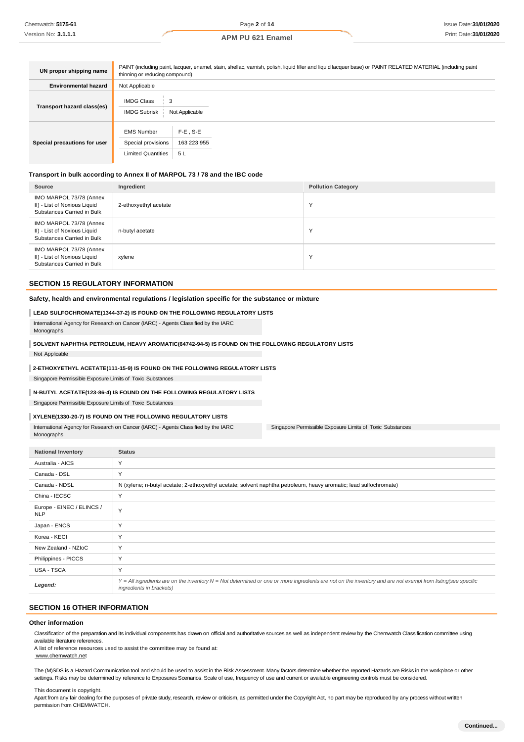| UN proper shipping name | PAINT (including paint, lacquer, enamel, stain, shellac, varnish, polish, liquid filler and liquid lacquer base) or PAINT RELATED MATERIAL (including paint thinning or reducing compound) |
|---|---|
| Environmental hazard | Not Applicable |
| Transport hazard class(es) | IMDG Class: 3<br>IMDG Subrisk: Not Applicable |
| Special precautions for user | EMS Number: F-E , S-E<br>Special provisions: 163 223 955<br>Limited Quantities: 5 L |

### Transport in bulk according to Annex II of MARPOL 73 / 78 and the IBC code

| Source | Ingredient | Pollution Category |
|---|---|---|
| IMO MARPOL 73/78 (Annex II) - List of Noxious Liquid Substances Carried in Bulk | 2-ethoxyethyl acetate | Y |
| IMO MARPOL 73/78 (Annex II) - List of Noxious Liquid Substances Carried in Bulk | n-butyl acetate | Y |
| IMO MARPOL 73/78 (Annex II) - List of Noxious Liquid Substances Carried in Bulk | xylene | Y |

## SECTION 15 REGULATORY INFORMATION

### Safety, health and environmental regulations / legislation specific for the substance or mixture

**LEAD SULFOCHROMATE(1344-37-2) IS FOUND ON THE FOLLOWING REGULATORY LISTS**

International Agency for Research on Cancer (IARC) - Agents Classified by the IARC Monographs

**SOLVENT NAPHTHA PETROLEUM, HEAVY AROMATIC(64742-94-5) IS FOUND ON THE FOLLOWING REGULATORY LISTS**

Not Applicable

**2-ETHOXYETHYL ACETATE(111-15-9) IS FOUND ON THE FOLLOWING REGULATORY LISTS**

Singapore Permissible Exposure Limits of Toxic Substances

**N-BUTYL ACETATE(123-86-4) IS FOUND ON THE FOLLOWING REGULATORY LISTS**

Singapore Permissible Exposure Limits of Toxic Substances

**XYLENE(1330-20-7) IS FOUND ON THE FOLLOWING REGULATORY LISTS**

International Agency for Research on Cancer (IARC) - Agents Classified by the IARC Monographs

Singapore Permissible Exposure Limits of Toxic Substances

| National Inventory | Status |
|---|---|
| Australia - AICS | Y |
| Canada - DSL | Y |
| Canada - NDSL | N (xylene; n-butyl acetate; 2-ethoxyethyl acetate; solvent naphtha petroleum, heavy aromatic; lead sulfochromate) |
| China - IECSC | Y |
| Europe - EINEC / ELINCS / NLP | Y |
| Japan - ENCS | Y |
| Korea - KECI | Y |
| New Zealand - NZIoC | Y |
| Philippines - PICCS | Y |
| USA - TSCA | Y |
| ***Legend:*** | *Y = All ingredients are on the inventory N = Not determined or one or more ingredients are not on the inventory and are not exempt from listing(see specific ingredients in brackets)* |

## SECTION 16 OTHER INFORMATION

### Other information

Classification of the preparation and its individual components has drawn on official and authoritative sources as well as independent review by the Chemwatch Classification committee using available literature references.
A list of reference resources used to assist the committee may be found at:
www.chemwatch.net

The (M)SDS is a Hazard Communication tool and should be used to assist in the Risk Assessment. Many factors determine whether the reported Hazards are Risks in the workplace or other settings. Risks may be determined by reference to Exposures Scenarios. Scale of use, frequency of use and current or available engineering controls must be considered.

This document is copyright.
Apart from any fair dealing for the purposes of private study, research, review or criticism, as permitted under the Copyright Act, no part may be reproduced by any process without written permission from CHEMWATCH.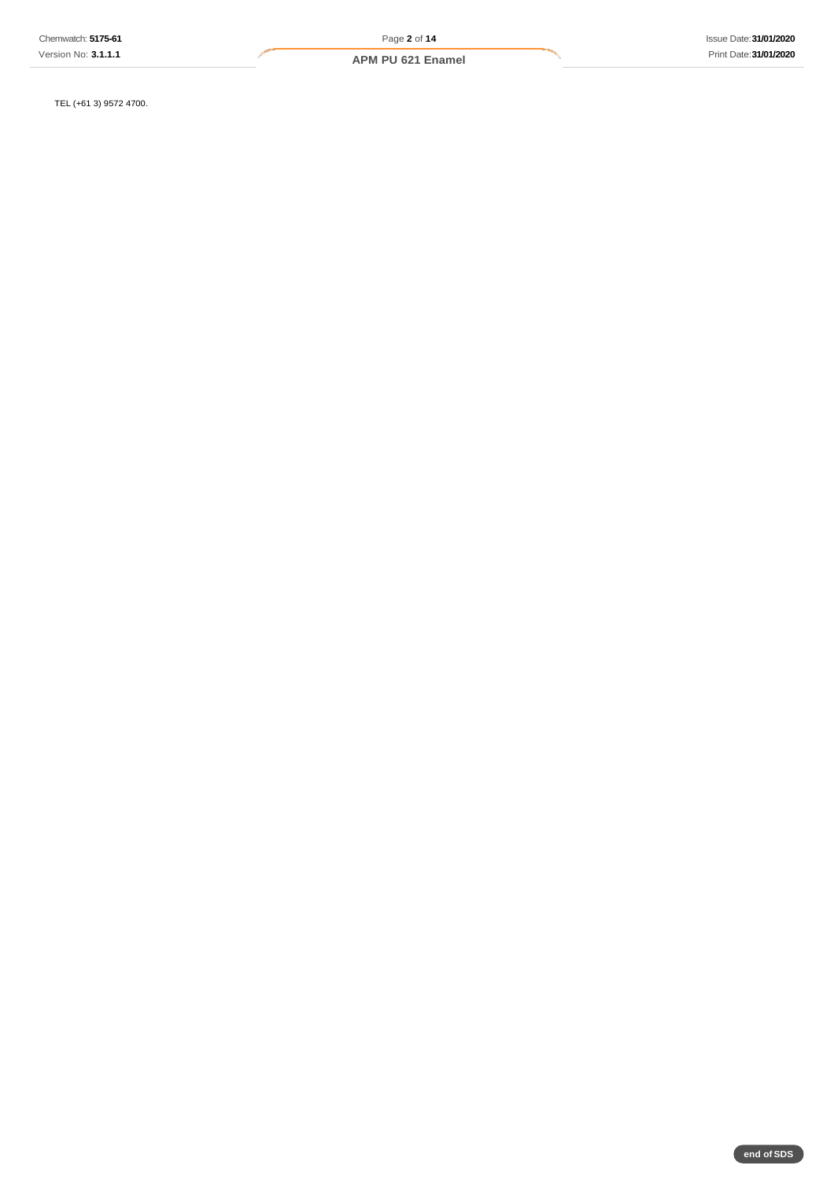TEL (+61 3) 9572 4700.

**end of SDS**